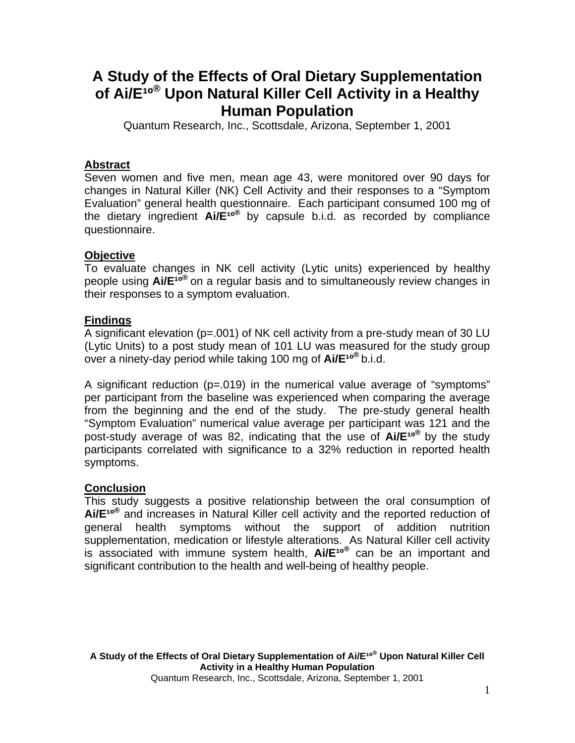# A Study of the Effects of Oral Dietary Supplementation of Ai/E¹º® Upon Natural Killer Cell Activity in a Healthy Human Population

Quantum Research, Inc., Scottsdale, Arizona, September 1, 2001

## Abstract

Seven women and five men, mean age 43, were monitored over 90 days for changes in Natural Killer (NK) Cell Activity and their responses to a "Symptom Evaluation" general health questionnaire. Each participant consumed 100 mg of the dietary ingredient **Ai/E¹º®** by capsule b.i.d. as recorded by compliance questionnaire.

## Objective

To evaluate changes in NK cell activity (Lytic units) experienced by healthy people using **Ai/E¹º®** on a regular basis and to simultaneously review changes in their responses to a symptom evaluation.

## Findings

A significant elevation (p=.001) of NK cell activity from a pre-study mean of 30 LU (Lytic Units) to a post study mean of 101 LU was measured for the study group over a ninety-day period while taking 100 mg of **Ai/E¹º®** b.i.d.

A significant reduction (p=.019) in the numerical value average of "symptoms" per participant from the baseline was experienced when comparing the average from the beginning and the end of the study. The pre-study general health "Symptom Evaluation" numerical value average per participant was 121 and the post-study average of was 82, indicating that the use of **Ai/E¹º®** by the study participants correlated with significance to a 32% reduction in reported health symptoms.

## Conclusion

This study suggests a positive relationship between the oral consumption of **Ai/E¹º®** and increases in Natural Killer cell activity and the reported reduction of general health symptoms without the support of addition nutrition supplementation, medication or lifestyle alterations. As Natural Killer cell activity is associated with immune system health, **Ai/E¹º®** can be an important and significant contribution to the health and well-being of healthy people.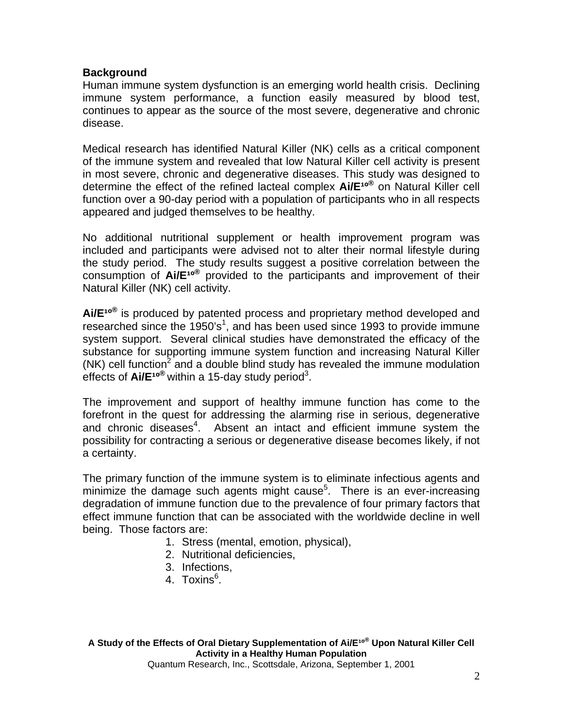## Background

Human immune system dysfunction is an emerging world health crisis. Declining immune system performance, a function easily measured by blood test, continues to appear as the source of the most severe, degenerative and chronic disease.

Medical research has identified Natural Killer (NK) cells as a critical component of the immune system and revealed that low Natural Killer cell activity is present in most severe, chronic and degenerative diseases. This study was designed to determine the effect of the refined lacteal complex **Ai/E¹º®** on Natural Killer cell function over a 90-day period with a population of participants who in all respects appeared and judged themselves to be healthy.

No additional nutritional supplement or health improvement program was included and participants were advised not to alter their normal lifestyle during the study period. The study results suggest a positive correlation between the consumption of **Ai/E¹º®** provided to the participants and improvement of their Natural Killer (NK) cell activity.

**Ai/E¹º®** is produced by patented process and proprietary method developed and researched since the 1950's[1], and has been used since 1993 to provide immune system support. Several clinical studies have demonstrated the efficacy of the substance for supporting immune system function and increasing Natural Killer (NK) cell function[2] and a double blind study has revealed the immune modulation effects of **Ai/E¹º®** within a 15-day study period[3].

The improvement and support of healthy immune function has come to the forefront in the quest for addressing the alarming rise in serious, degenerative and chronic diseases[4]. Absent an intact and efficient immune system the possibility for contracting a serious or degenerative disease becomes likely, if not a certainty.

The primary function of the immune system is to eliminate infectious agents and minimize the damage such agents might cause[5]. There is an ever-increasing degradation of immune function due to the prevalence of four primary factors that effect immune function that can be associated with the worldwide decline in well being. Those factors are:

1. Stress (mental, emotion, physical),
2. Nutritional deficiencies,
3. Infections,
4. Toxins[6].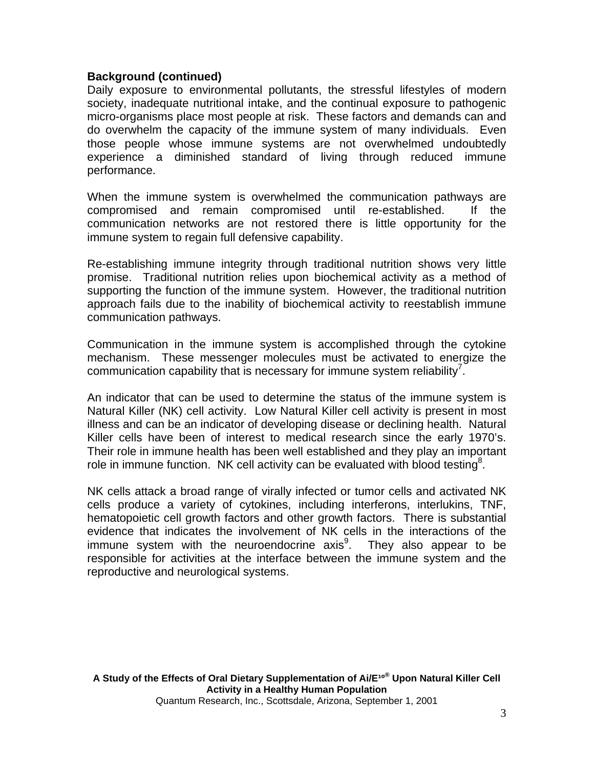**Background (continued)**

Daily exposure to environmental pollutants, the stressful lifestyles of modern society, inadequate nutritional intake, and the continual exposure to pathogenic micro-organisms place most people at risk. These factors and demands can and do overwhelm the capacity of the immune system of many individuals. Even those people whose immune systems are not overwhelmed undoubtedly experience a diminished standard of living through reduced immune performance.

When the immune system is overwhelmed the communication pathways are compromised and remain compromised until re-established. If the communication networks are not restored there is little opportunity for the immune system to regain full defensive capability.

Re-establishing immune integrity through traditional nutrition shows very little promise. Traditional nutrition relies upon biochemical activity as a method of supporting the function of the immune system. However, the traditional nutrition approach fails due to the inability of biochemical activity to reestablish immune communication pathways.

Communication in the immune system is accomplished through the cytokine mechanism. These messenger molecules must be activated to energize the communication capability that is necessary for immune system reliability[7].

An indicator that can be used to determine the status of the immune system is Natural Killer (NK) cell activity. Low Natural Killer cell activity is present in most illness and can be an indicator of developing disease or declining health. Natural Killer cells have been of interest to medical research since the early 1970's. Their role in immune health has been well established and they play an important role in immune function. NK cell activity can be evaluated with blood testing[8].

NK cells attack a broad range of virally infected or tumor cells and activated NK cells produce a variety of cytokines, including interferons, interlukins, TNF, hematopoietic cell growth factors and other growth factors. There is substantial evidence that indicates the involvement of NK cells in the interactions of the immune system with the neuroendocrine axis[9]. They also appear to be responsible for activities at the interface between the immune system and the reproductive and neurological systems.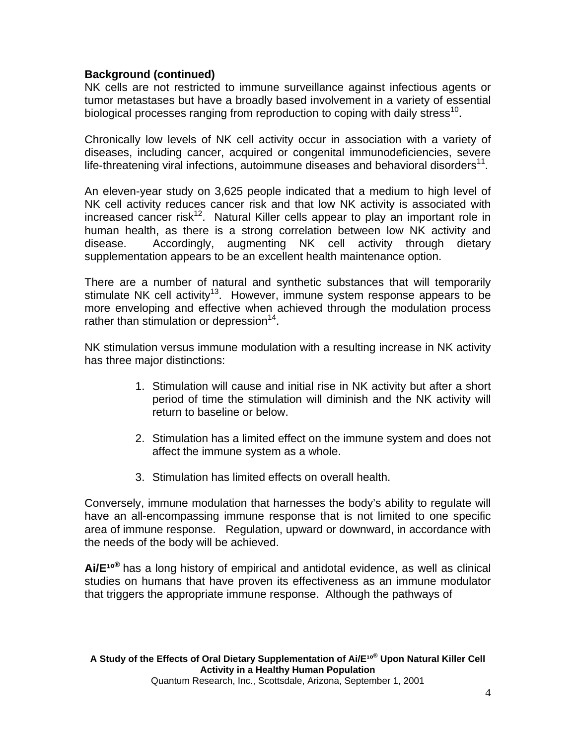**Background (continued)**

NK cells are not restricted to immune surveillance against infectious agents or tumor metastases but have a broadly based involvement in a variety of essential biological processes ranging from reproduction to coping with daily stress[10].

Chronically low levels of NK cell activity occur in association with a variety of diseases, including cancer, acquired or congenital immunodeficiencies, severe life-threatening viral infections, autoimmune diseases and behavioral disorders[11].

An eleven-year study on 3,625 people indicated that a medium to high level of NK cell activity reduces cancer risk and that low NK activity is associated with increased cancer risk[12]. Natural Killer cells appear to play an important role in human health, as there is a strong correlation between low NK activity and disease. Accordingly, augmenting NK cell activity through dietary supplementation appears to be an excellent health maintenance option.

There are a number of natural and synthetic substances that will temporarily stimulate NK cell activity[13]. However, immune system response appears to be more enveloping and effective when achieved through the modulation process rather than stimulation or depression[14].

NK stimulation versus immune modulation with a resulting increase in NK activity has three major distinctions:

1. Stimulation will cause and initial rise in NK activity but after a short period of time the stimulation will diminish and the NK activity will return to baseline or below.

2. Stimulation has a limited effect on the immune system and does not affect the immune system as a whole.

3. Stimulation has limited effects on overall health.

Conversely, immune modulation that harnesses the body's ability to regulate will have an all-encompassing immune response that is not limited to one specific area of immune response. Regulation, upward or downward, in accordance with the needs of the body will be achieved.

**Ai/E¹⁰®** has a long history of empirical and antidotal evidence, as well as clinical studies on humans that have proven its effectiveness as an immune modulator that triggers the appropriate immune response. Although the pathways of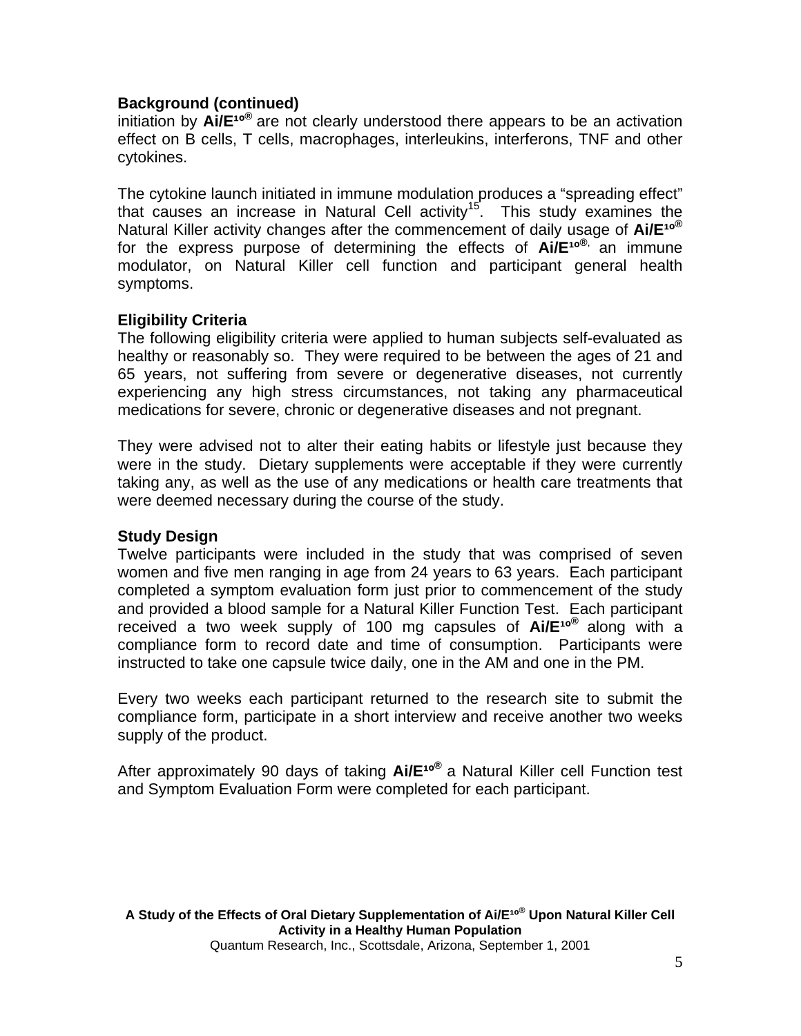**Background (continued)**
initiation by **Ai/E¹⁰®** are not clearly understood there appears to be an activation effect on B cells, T cells, macrophages, interleukins, interferons, TNF and other cytokines.

The cytokine launch initiated in immune modulation produces a "spreading effect" that causes an increase in Natural Cell activity[15]. This study examines the Natural Killer activity changes after the commencement of daily usage of **Ai/E¹⁰®** for the express purpose of determining the effects of **Ai/E¹⁰®,** an immune modulator, on Natural Killer cell function and participant general health symptoms.

**Eligibility Criteria**
The following eligibility criteria were applied to human subjects self-evaluated as healthy or reasonably so. They were required to be between the ages of 21 and 65 years, not suffering from severe or degenerative diseases, not currently experiencing any high stress circumstances, not taking any pharmaceutical medications for severe, chronic or degenerative diseases and not pregnant.

They were advised not to alter their eating habits or lifestyle just because they were in the study. Dietary supplements were acceptable if they were currently taking any, as well as the use of any medications or health care treatments that were deemed necessary during the course of the study.

**Study Design**
Twelve participants were included in the study that was comprised of seven women and five men ranging in age from 24 years to 63 years. Each participant completed a symptom evaluation form just prior to commencement of the study and provided a blood sample for a Natural Killer Function Test. Each participant received a two week supply of 100 mg capsules of **Ai/E¹⁰®** along with a compliance form to record date and time of consumption. Participants were instructed to take one capsule twice daily, one in the AM and one in the PM.

Every two weeks each participant returned to the research site to submit the compliance form, participate in a short interview and receive another two weeks supply of the product.

After approximately 90 days of taking **Ai/E¹⁰®** a Natural Killer cell Function test and Symptom Evaluation Form were completed for each participant.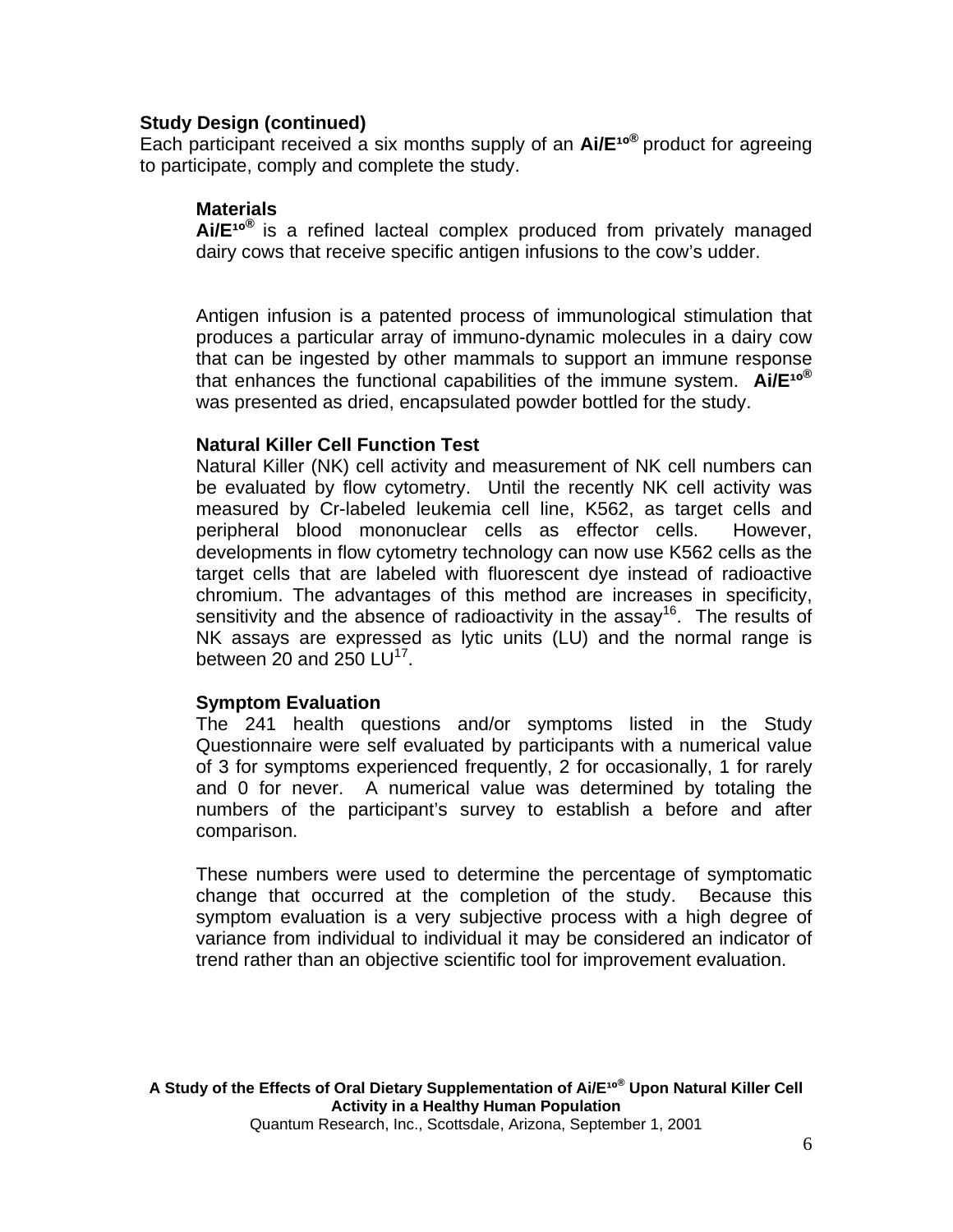### Study Design (continued)

Each participant received a six months supply of an **Ai/E¹º®** product for agreeing to participate, comply and complete the study.

#### Materials

**Ai/E¹º®** is a refined lacteal complex produced from privately managed dairy cows that receive specific antigen infusions to the cow's udder.

Antigen infusion is a patented process of immunological stimulation that produces a particular array of immuno-dynamic molecules in a dairy cow that can be ingested by other mammals to support an immune response that enhances the functional capabilities of the immune system. **Ai/E¹º®** was presented as dried, encapsulated powder bottled for the study.

#### Natural Killer Cell Function Test

Natural Killer (NK) cell activity and measurement of NK cell numbers can be evaluated by flow cytometry. Until the recently NK cell activity was measured by Cr-labeled leukemia cell line, K562, as target cells and peripheral blood mononuclear cells as effector cells. However, developments in flow cytometry technology can now use K562 cells as the target cells that are labeled with fluorescent dye instead of radioactive chromium. The advantages of this method are increases in specificity, sensitivity and the absence of radioactivity in the assay[16]. The results of NK assays are expressed as lytic units (LU) and the normal range is between 20 and 250 LU[17].

#### Symptom Evaluation

The 241 health questions and/or symptoms listed in the Study Questionnaire were self evaluated by participants with a numerical value of 3 for symptoms experienced frequently, 2 for occasionally, 1 for rarely and 0 for never. A numerical value was determined by totaling the numbers of the participant's survey to establish a before and after comparison.

These numbers were used to determine the percentage of symptomatic change that occurred at the completion of the study. Because this symptom evaluation is a very subjective process with a high degree of variance from individual to individual it may be considered an indicator of trend rather than an objective scientific tool for improvement evaluation.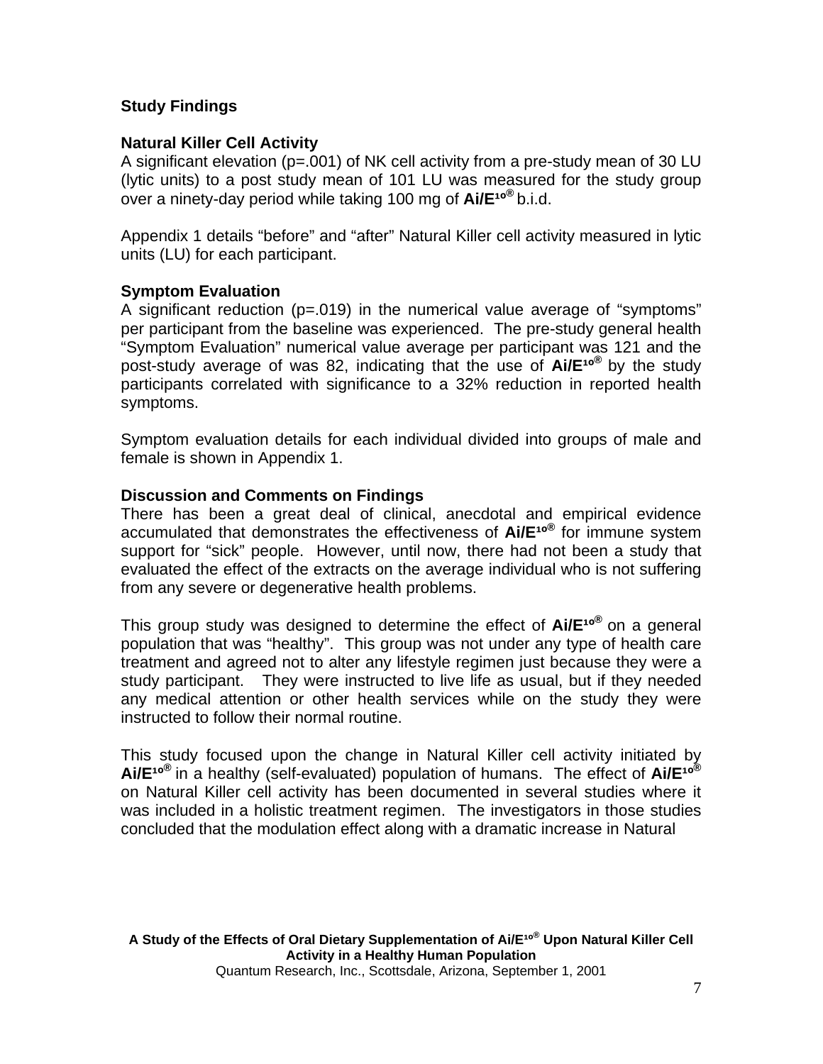## Study Findings

### Natural Killer Cell Activity

A significant elevation (p=.001) of NK cell activity from a pre-study mean of 30 LU (lytic units) to a post study mean of 101 LU was measured for the study group over a ninety-day period while taking 100 mg of **Ai/E¹º®** b.i.d.

Appendix 1 details "before" and "after" Natural Killer cell activity measured in lytic units (LU) for each participant.

### Symptom Evaluation

A significant reduction (p=.019) in the numerical value average of "symptoms" per participant from the baseline was experienced. The pre-study general health "Symptom Evaluation" numerical value average per participant was 121 and the post-study average of was 82, indicating that the use of **Ai/E¹º®** by the study participants correlated with significance to a 32% reduction in reported health symptoms.

Symptom evaluation details for each individual divided into groups of male and female is shown in Appendix 1.

### Discussion and Comments on Findings

There has been a great deal of clinical, anecdotal and empirical evidence accumulated that demonstrates the effectiveness of **Ai/E¹º®** for immune system support for "sick" people. However, until now, there had not been a study that evaluated the effect of the extracts on the average individual who is not suffering from any severe or degenerative health problems.

This group study was designed to determine the effect of **Ai/E¹º®** on a general population that was "healthy". This group was not under any type of health care treatment and agreed not to alter any lifestyle regimen just because they were a study participant. They were instructed to live life as usual, but if they needed any medical attention or other health services while on the study they were instructed to follow their normal routine.

This study focused upon the change in Natural Killer cell activity initiated by **Ai/E¹º®** in a healthy (self-evaluated) population of humans. The effect of **Ai/E¹º®** on Natural Killer cell activity has been documented in several studies where it was included in a holistic treatment regimen. The investigators in those studies concluded that the modulation effect along with a dramatic increase in Natural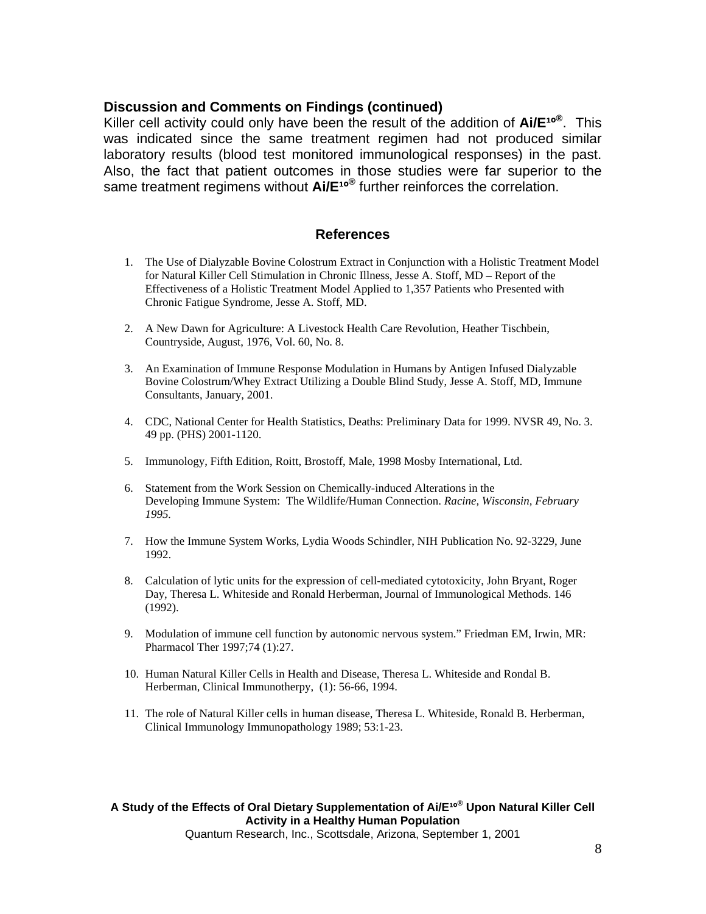### Discussion and Comments on Findings (continued)

Killer cell activity could only have been the result of the addition of **Ai/E¹º®**. This was indicated since the same treatment regimen had not produced similar laboratory results (blood test monitored immunological responses) in the past. Also, the fact that patient outcomes in those studies were far superior to the same treatment regimens without **Ai/E¹º®** further reinforces the correlation.

## References

1. The Use of Dialyzable Bovine Colostrum Extract in Conjunction with a Holistic Treatment Model for Natural Killer Cell Stimulation in Chronic Illness, Jesse A. Stoff, MD – Report of the Effectiveness of a Holistic Treatment Model Applied to 1,357 Patients who Presented with Chronic Fatigue Syndrome, Jesse A. Stoff, MD.

2. A New Dawn for Agriculture: A Livestock Health Care Revolution, Heather Tischbein, Countryside, August, 1976, Vol. 60, No. 8.

3. An Examination of Immune Response Modulation in Humans by Antigen Infused Dialyzable Bovine Colostrum/Whey Extract Utilizing a Double Blind Study, Jesse A. Stoff, MD, Immune Consultants, January, 2001.

4. CDC, National Center for Health Statistics, Deaths: Preliminary Data for 1999. NVSR 49, No. 3. 49 pp. (PHS) 2001-1120.

5. Immunology, Fifth Edition, Roitt, Brostoff, Male, 1998 Mosby International, Ltd.

6. Statement from the Work Session on Chemically-induced Alterations in the Developing Immune System: The Wildlife/Human Connection. *Racine, Wisconsin, February 1995.*

7. How the Immune System Works, Lydia Woods Schindler, NIH Publication No. 92-3229, June 1992.

8. Calculation of lytic units for the expression of cell-mediated cytotoxicity, John Bryant, Roger Day, Theresa L. Whiteside and Ronald Herberman, Journal of Immunological Methods. 146 (1992).

9. Modulation of immune cell function by autonomic nervous system." Friedman EM, Irwin, MR: Pharmacol Ther 1997;74 (1):27.

10. Human Natural Killer Cells in Health and Disease, Theresa L. Whiteside and Rondal B. Herberman, Clinical Immunotherpy, (1): 56-66, 1994.

11. The role of Natural Killer cells in human disease, Theresa L. Whiteside, Ronald B. Herberman, Clinical Immunology Immunopathology 1989; 53:1-23.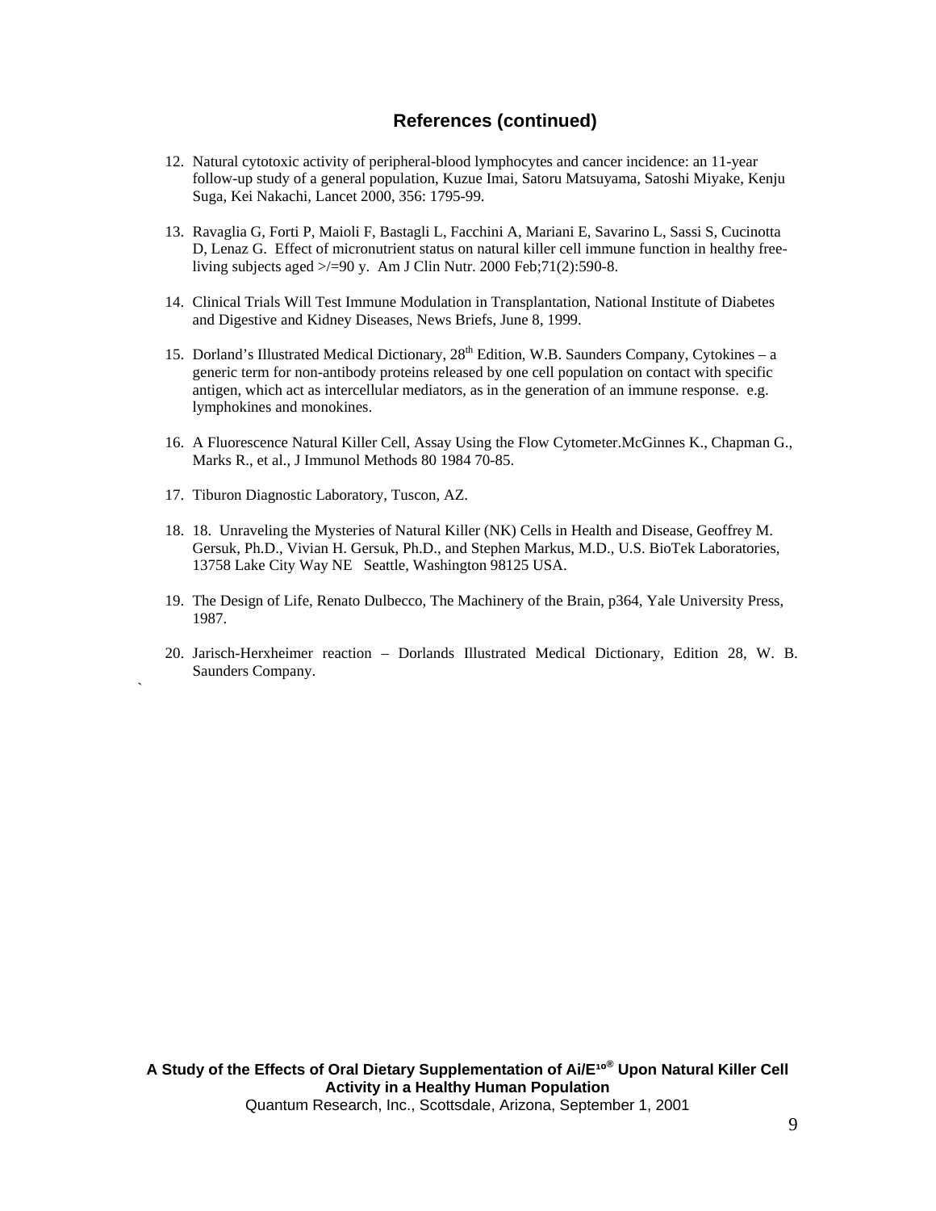## References (continued)

12. Natural cytotoxic activity of peripheral-blood lymphocytes and cancer incidence: an 11-year follow-up study of a general population, Kuzue Imai, Satoru Matsuyama, Satoshi Miyake, Kenju Suga, Kei Nakachi, Lancet 2000, 356: 1795-99.

13. Ravaglia G, Forti P, Maioli F, Bastagli L, Facchini A, Mariani E, Savarino L, Sassi S, Cucinotta D, Lenaz G. Effect of micronutrient status on natural killer cell immune function in healthy free-living subjects aged >/=90 y. Am J Clin Nutr. 2000 Feb;71(2):590-8.

14. Clinical Trials Will Test Immune Modulation in Transplantation, National Institute of Diabetes and Digestive and Kidney Diseases, News Briefs, June 8, 1999.

15. Dorland's Illustrated Medical Dictionary, 28th Edition, W.B. Saunders Company, Cytokines – a generic term for non-antibody proteins released by one cell population on contact with specific antigen, which act as intercellular mediators, as in the generation of an immune response. e.g. lymphokines and monokines.

16. A Fluorescence Natural Killer Cell, Assay Using the Flow Cytometer.McGinnes K., Chapman G., Marks R., et al., J Immunol Methods 80 1984 70-85.

17. Tiburon Diagnostic Laboratory, Tuscon, AZ.

18. 18. Unraveling the Mysteries of Natural Killer (NK) Cells in Health and Disease, Geoffrey M. Gersuk, Ph.D., Vivian H. Gersuk, Ph.D., and Stephen Markus, M.D., U.S. BioTek Laboratories, 13758 Lake City Way NE Seattle, Washington 98125 USA.

19. The Design of Life, Renato Dulbecco, The Machinery of the Brain, p364, Yale University Press, 1987.

20. Jarisch-Herxheimer reaction – Dorlands Illustrated Medical Dictionary, Edition 28, W. B. Saunders Company.